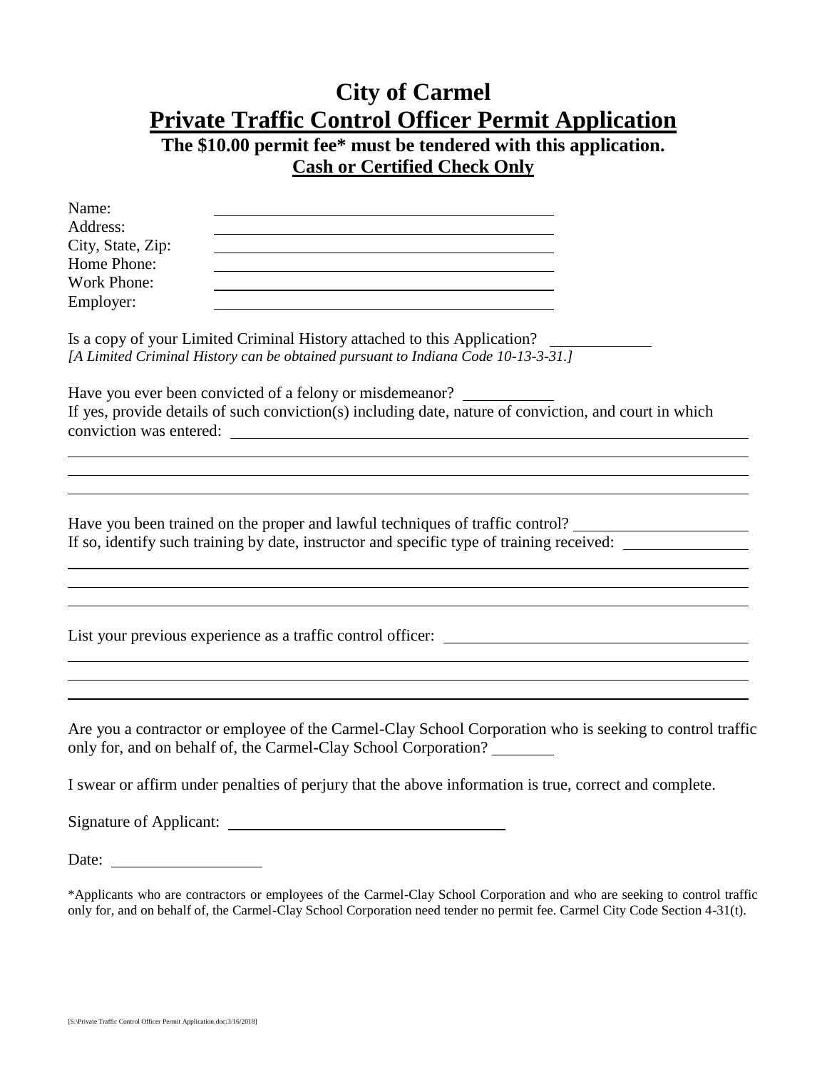# City of Carmel

## Private Traffic Control Officer Permit Application

**The $10.00 permit fee* must be tendered with this application.**

**Cash or Certified Check Only**

Name: ______________________________

Address: ______________________________

City, State, Zip: ______________________________

Home Phone: ______________________________

Work Phone: ______________________________

Employer: ______________________________

Is a copy of your Limited Criminal History attached to this Application? __________

*[A Limited Criminal History can be obtained pursuant to Indiana Code 10-13-3-31.]*

Have you ever been convicted of a felony or misdemeanor? __________

If yes, provide details of such conviction(s) including date, nature of conviction, and court in which conviction was entered: ______________________________

______________________________

______________________________

______________________________

Have you been trained on the proper and lawful techniques of traffic control? __________

If so, identify such training by date, instructor and specific type of training received: __________

______________________________

______________________________

______________________________

List your previous experience as a traffic control officer: ______________________________

______________________________

______________________________

______________________________

Are you a contractor or employee of the Carmel-Clay School Corporation who is seeking to control traffic only for, and on behalf of, the Carmel-Clay School Corporation? ________

I swear or affirm under penalties of perjury that the above information is true, correct and complete.

Signature of Applicant: ______________________________

Date: ________________

*Applicants who are contractors or employees of the Carmel-Clay School Corporation and who are seeking to control traffic only for, and on behalf of, the Carmel-Clay School Corporation need tender no permit fee. Carmel City Code Section 4-31(t).

[S:\Private Traffic Control Officer Permit Application.doc:3/16/2018]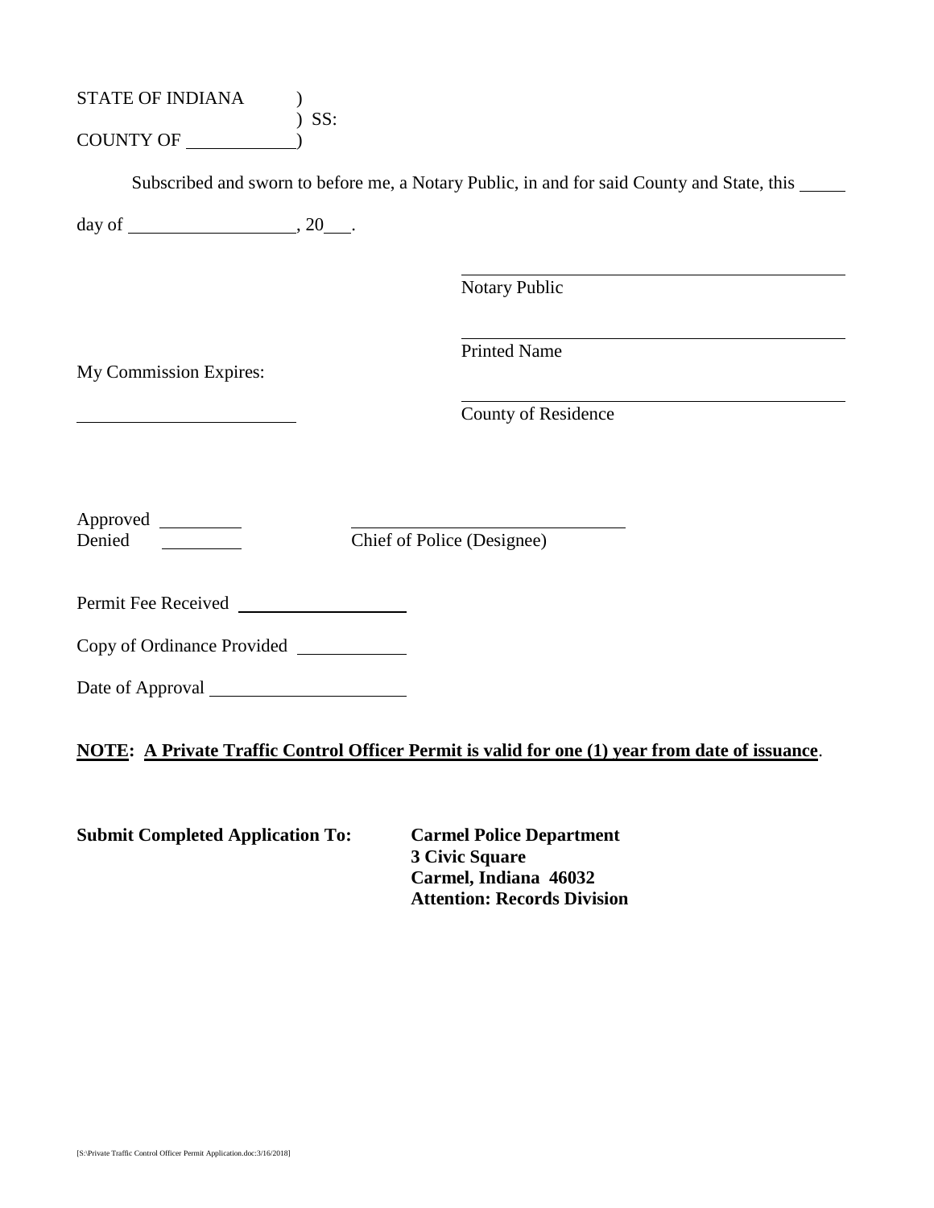STATE OF INDIANA )
) SS:
COUNTY OF \_\_\_\_\_\_\_\_\_\_\_\_)

Subscribed and sworn to before me, a Notary Public, in and for said County and State, this \_\_\_\_\_ day of \_\_\_\_\_\_\_\_\_\_\_\_\_\_\_\_\_\_\_, 20\_\_\_.

\_\_\_\_\_\_\_\_\_\_\_\_\_\_\_\_\_\_\_\_\_\_\_\_\_\_\_\_\_\_\_\_\_\_\_\_\_\_\_\_\_\_\_\_
Notary Public

\_\_\_\_\_\_\_\_\_\_\_\_\_\_\_\_\_\_\_\_\_\_\_\_\_\_\_\_\_\_\_\_\_\_\_\_\_\_\_\_\_\_\_\_
Printed Name

My Commission Expires:

\_\_\_\_\_\_\_\_\_\_\_\_\_\_\_\_\_\_\_\_\_\_\_\_\_

\_\_\_\_\_\_\_\_\_\_\_\_\_\_\_\_\_\_\_\_\_\_\_\_\_\_\_\_\_\_\_\_\_\_\_\_\_\_\_\_\_\_\_\_
County of Residence

Approved \_\_\_\_\_\_\_\_\_
Denied \_\_\_\_\_\_\_\_\_

\_\_\_\_\_\_\_\_\_\_\_\_\_\_\_\_\_\_\_\_\_\_\_\_\_\_\_\_\_\_\_
Chief of Police (Designee)

Permit Fee Received \_\_\_\_\_\_\_\_\_\_\_\_\_\_\_\_\_\_\_

Copy of Ordinance Provided \_\_\_\_\_\_\_\_\_\_\_\_

Date of Approval \_\_\_\_\_\_\_\_\_\_\_\_\_\_\_\_\_\_\_\_\_\_

<u>**NOTE:**</u> <u>**A Private Traffic Control Officer Permit is valid for one (1) year from date of issuance**</u>.

**Submit Completed Application To:**

**Carmel Police Department**
**3 Civic Square**
**Carmel, Indiana 46032**
**Attention: Records Division**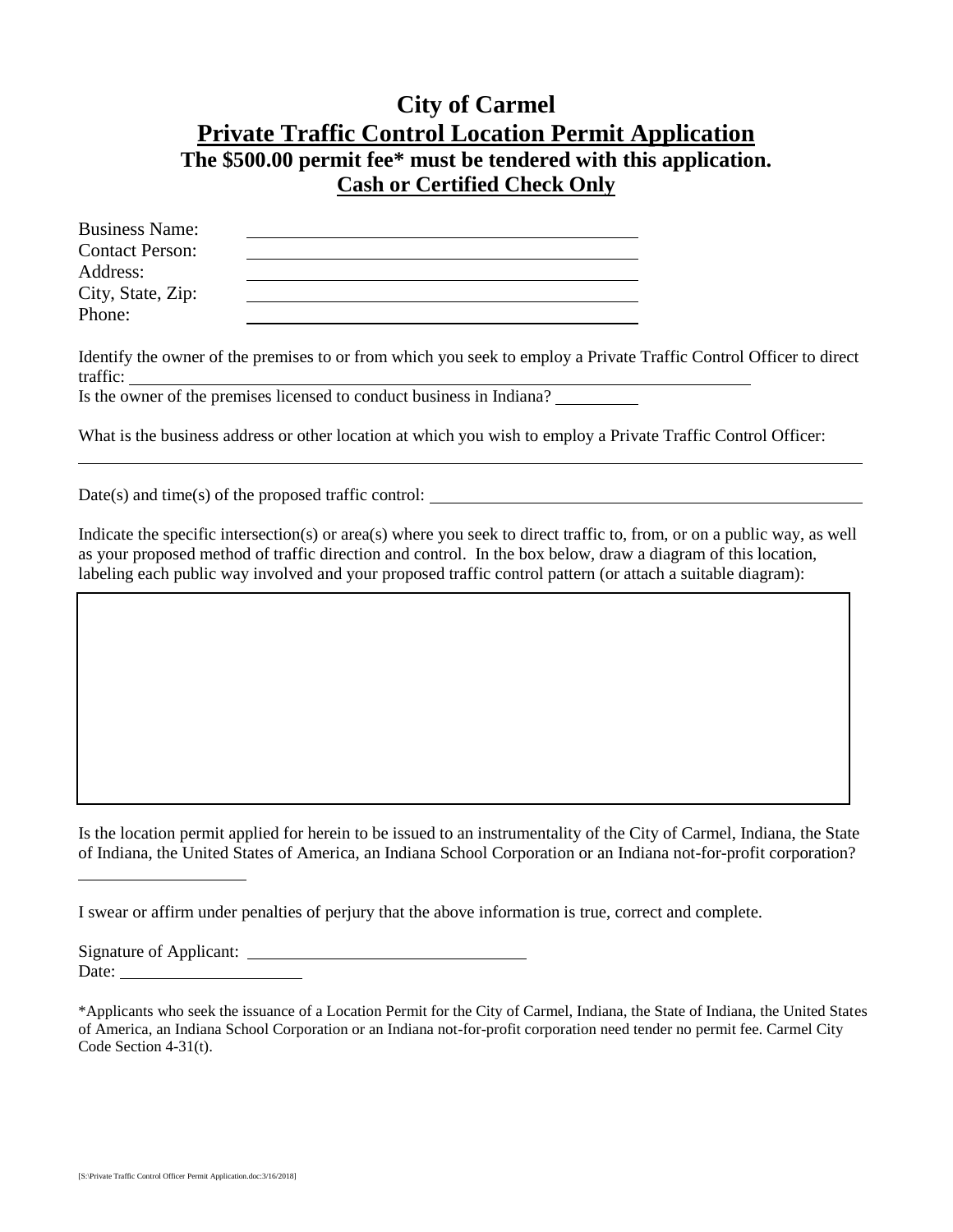# City of Carmel

## Private Traffic Control Location Permit Application

**The $500.00 permit fee* must be tendered with this application.**

**Cash or Certified Check Only**

Business Name: \_\_\_\_\_\_\_\_\_\_\_\_\_\_\_\_\_\_\_\_\_\_\_\_\_\_\_\_\_\_\_\_\_\_\_\_\_\_\_\_

Contact Person: \_\_\_\_\_\_\_\_\_\_\_\_\_\_\_\_\_\_\_\_\_\_\_\_\_\_\_\_\_\_\_\_\_\_\_\_\_\_\_\_

Address: \_\_\_\_\_\_\_\_\_\_\_\_\_\_\_\_\_\_\_\_\_\_\_\_\_\_\_\_\_\_\_\_\_\_\_\_\_\_\_\_

City, State, Zip: \_\_\_\_\_\_\_\_\_\_\_\_\_\_\_\_\_\_\_\_\_\_\_\_\_\_\_\_\_\_\_\_\_\_\_\_\_\_\_\_

Phone: \_\_\_\_\_\_\_\_\_\_\_\_\_\_\_\_\_\_\_\_\_\_\_\_\_\_\_\_\_\_\_\_\_\_\_\_\_\_\_\_

Identify the owner of the premises to or from which you seek to employ a Private Traffic Control Officer to direct traffic: \_\_\_\_\_\_\_\_\_\_\_\_\_\_\_\_\_\_\_\_\_\_\_\_\_\_\_\_\_\_\_\_\_\_\_\_\_\_\_\_\_\_\_\_\_\_\_\_\_\_\_\_\_\_\_\_\_\_\_\_\_\_\_\_

Is the owner of the premises licensed to conduct business in Indiana? \_\_\_\_\_\_\_\_\_\_

What is the business address or other location at which you wish to employ a Private Traffic Control Officer:

\_\_\_\_\_\_\_\_\_\_\_\_\_\_\_\_\_\_\_\_\_\_\_\_\_\_\_\_\_\_\_\_\_\_\_\_\_\_\_\_\_\_\_\_\_\_\_\_\_\_\_\_\_\_\_\_\_\_\_\_\_\_\_\_\_\_\_\_\_\_\_\_\_\_\_\_\_\_\_\_\_\_

Date(s) and time(s) of the proposed traffic control: \_\_\_\_\_\_\_\_\_\_\_\_\_\_\_\_\_\_\_\_\_\_\_\_\_\_\_\_\_\_\_\_\_\_\_\_\_\_\_\_\_\_\_\_

Indicate the specific intersection(s) or area(s) where you seek to direct traffic to, from, or on a public way, as well as your proposed method of traffic direction and control. In the box below, draw a diagram of this location, labeling each public way involved and your proposed traffic control pattern (or attach a suitable diagram):

Is the location permit applied for herein to be issued to an instrumentality of the City of Carmel, Indiana, the State of Indiana, the United States of America, an Indiana School Corporation or an Indiana not-for-profit corporation?

\_\_\_\_\_\_\_\_\_\_\_\_\_\_\_\_\_\_\_\_

I swear or affirm under penalties of perjury that the above information is true, correct and complete.

Signature of Applicant: \_\_\_\_\_\_\_\_\_\_\_\_\_\_\_\_\_\_\_\_\_\_\_\_\_\_\_\_\_\_\_\_\_\_

Date: \_\_\_\_\_\_\_\_\_\_\_\_\_\_\_\_\_\_\_\_\_\_

*Applicants who seek the issuance of a Location Permit for the City of Carmel, Indiana, the State of Indiana, the United States of America, an Indiana School Corporation or an Indiana not-for-profit corporation need tender no permit fee. Carmel City Code Section 4-31(t).

[S:\Private Traffic Control Officer Permit Application.doc:3/16/2018]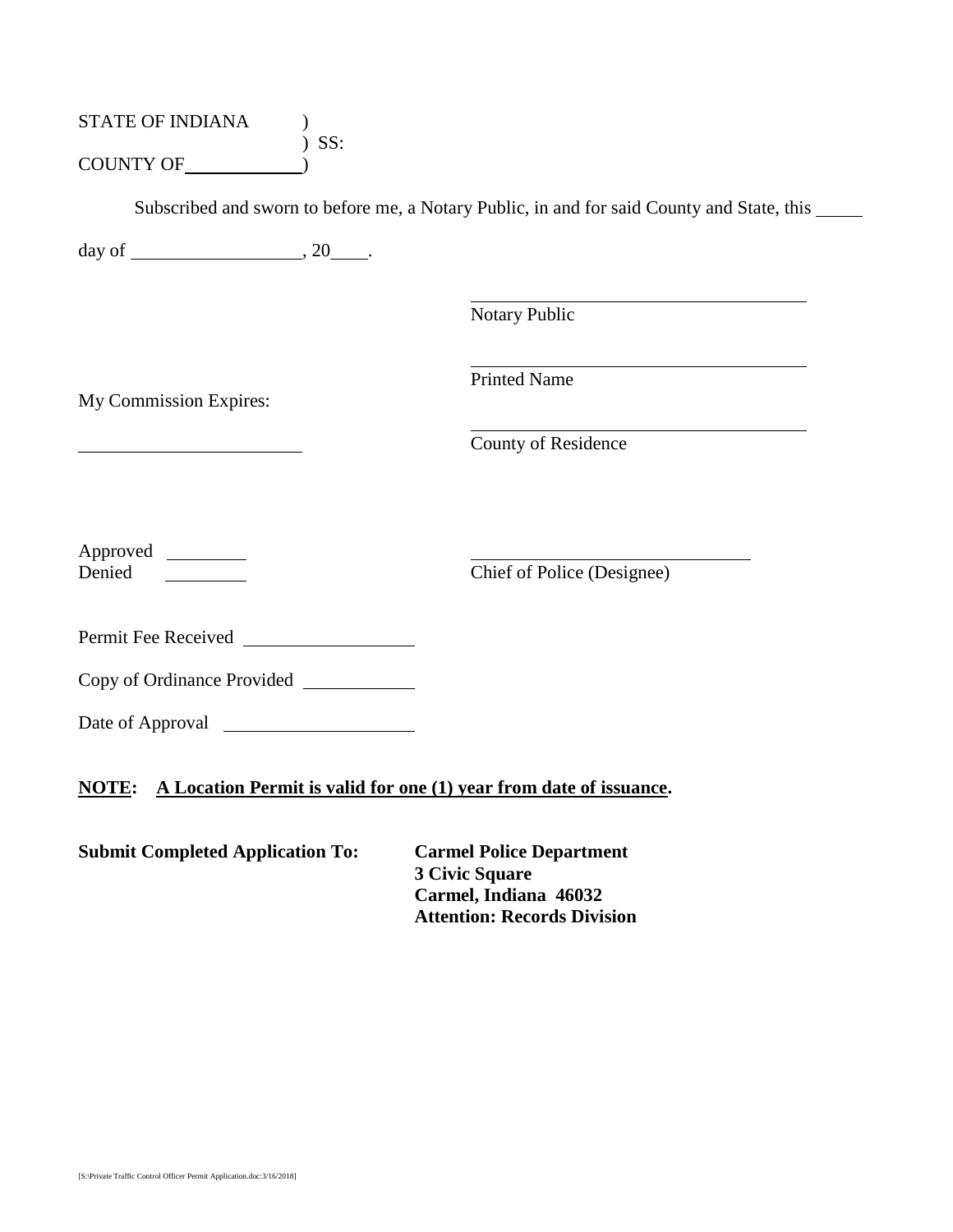STATE OF INDIANA )
) SS:
COUNTY OF \_\_\_\_\_\_\_\_\_\_\_\_)

Subscribed and sworn to before me, a Notary Public, in and for said County and State, this \_\_\_\_\_ day of \_\_\_\_\_\_\_\_\_\_\_\_\_\_\_\_\_\_, 20\_\_\_\_.

\_\_\_\_\_\_\_\_\_\_\_\_\_\_\_\_\_\_\_\_\_\_\_\_\_\_\_\_\_\_\_\_\_\_\_\_\_\_
Notary Public

\_\_\_\_\_\_\_\_\_\_\_\_\_\_\_\_\_\_\_\_\_\_\_\_\_\_\_\_\_\_\_\_\_\_\_\_\_\_
Printed Name

My Commission Expires:

\_\_\_\_\_\_\_\_\_\_\_\_\_\_\_\_\_\_\_\_\_\_\_\_\_

\_\_\_\_\_\_\_\_\_\_\_\_\_\_\_\_\_\_\_\_\_\_\_\_\_\_\_\_\_\_\_\_\_\_\_\_\_\_
County of Residence

Approved \_\_\_\_\_\_\_\_\_
Denied \_\_\_\_\_\_\_\_\_

\_\_\_\_\_\_\_\_\_\_\_\_\_\_\_\_\_\_\_\_\_\_\_\_\_\_\_\_\_\_\_
Chief of Police (Designee)

Permit Fee Received \_\_\_\_\_\_\_\_\_\_\_\_\_\_\_\_\_\_

Copy of Ordinance Provided \_\_\_\_\_\_\_\_\_\_\_\_

Date of Approval \_\_\_\_\_\_\_\_\_\_\_\_\_\_\_\_\_\_\_\_\_

**NOTE: A Location Permit is valid for one (1) year from date of issuance.**

**Submit Completed Application To:**

**Carmel Police Department**
**3 Civic Square**
**Carmel, Indiana 46032**
**Attention: Records Division**

[S:\Private Traffic Control Officer Permit Application.doc:3/16/2018]